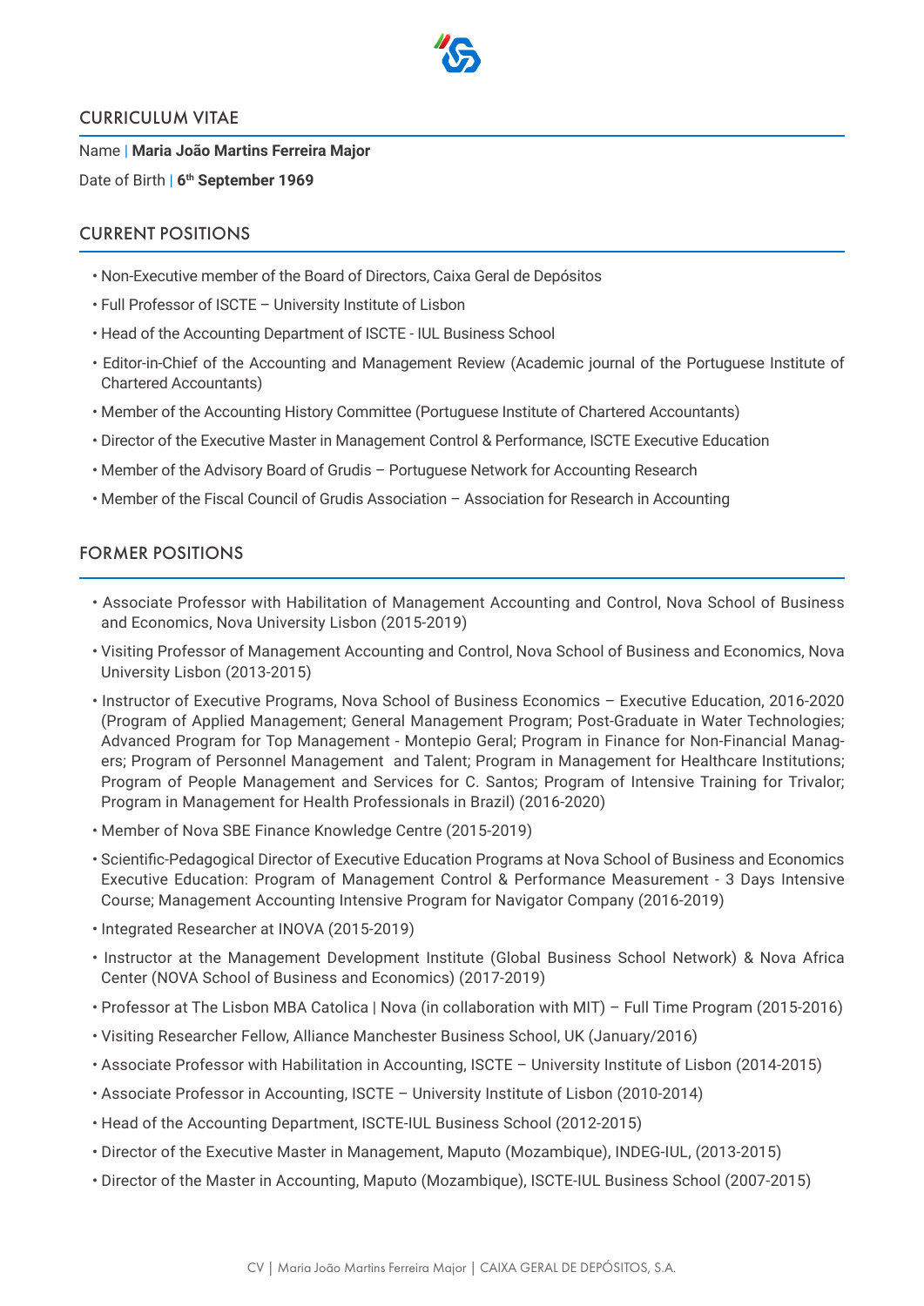## CURRICULUM VITAE

Name | **Maria João Martins Ferreira Major**

Date of Birth | **6th September 1969**

## CURRENT POSITIONS

- Non-Executive member of the Board of Directors, Caixa Geral de Depósitos
- Full Professor of ISCTE – University Institute of Lisbon
- Head of the Accounting Department of ISCTE - IUL Business School
- Editor-in-Chief of the Accounting and Management Review (Academic journal of the Portuguese Institute of Chartered Accountants)
- Member of the Accounting History Committee (Portuguese Institute of Chartered Accountants)
- Director of the Executive Master in Management Control & Performance, ISCTE Executive Education
- Member of the Advisory Board of Grudis – Portuguese Network for Accounting Research
- Member of the Fiscal Council of Grudis Association – Association for Research in Accounting

## FORMER POSITIONS

- Associate Professor with Habilitation of Management Accounting and Control, Nova School of Business and Economics, Nova University Lisbon (2015-2019)
- Visiting Professor of Management Accounting and Control, Nova School of Business and Economics, Nova University Lisbon (2013-2015)
- Instructor of Executive Programs, Nova School of Business Economics – Executive Education, 2016-2020 (Program of Applied Management; General Management Program; Post-Graduate in Water Technologies; Advanced Program for Top Management - Montepio Geral; Program in Finance for Non-Financial Managers; Program of Personnel Management and Talent; Program in Management for Healthcare Institutions; Program of People Management and Services for C. Santos; Program of Intensive Training for Trivalor; Program in Management for Health Professionals in Brazil) (2016-2020)
- Member of Nova SBE Finance Knowledge Centre (2015-2019)
- Scientific-Pedagogical Director of Executive Education Programs at Nova School of Business and Economics Executive Education: Program of Management Control & Performance Measurement - 3 Days Intensive Course; Management Accounting Intensive Program for Navigator Company (2016-2019)
- Integrated Researcher at INOVA (2015-2019)
- Instructor at the Management Development Institute (Global Business School Network) & Nova Africa Center (NOVA School of Business and Economics) (2017-2019)
- Professor at The Lisbon MBA Catolica | Nova (in collaboration with MIT) – Full Time Program (2015-2016)
- Visiting Researcher Fellow, Alliance Manchester Business School, UK (January/2016)
- Associate Professor with Habilitation in Accounting, ISCTE – University Institute of Lisbon (2014-2015)
- Associate Professor in Accounting, ISCTE – University Institute of Lisbon (2010-2014)
- Head of the Accounting Department, ISCTE-IUL Business School (2012-2015)
- Director of the Executive Master in Management, Maputo (Mozambique), INDEG-IUL, (2013-2015)
- Director of the Master in Accounting, Maputo (Mozambique), ISCTE-IUL Business School (2007-2015)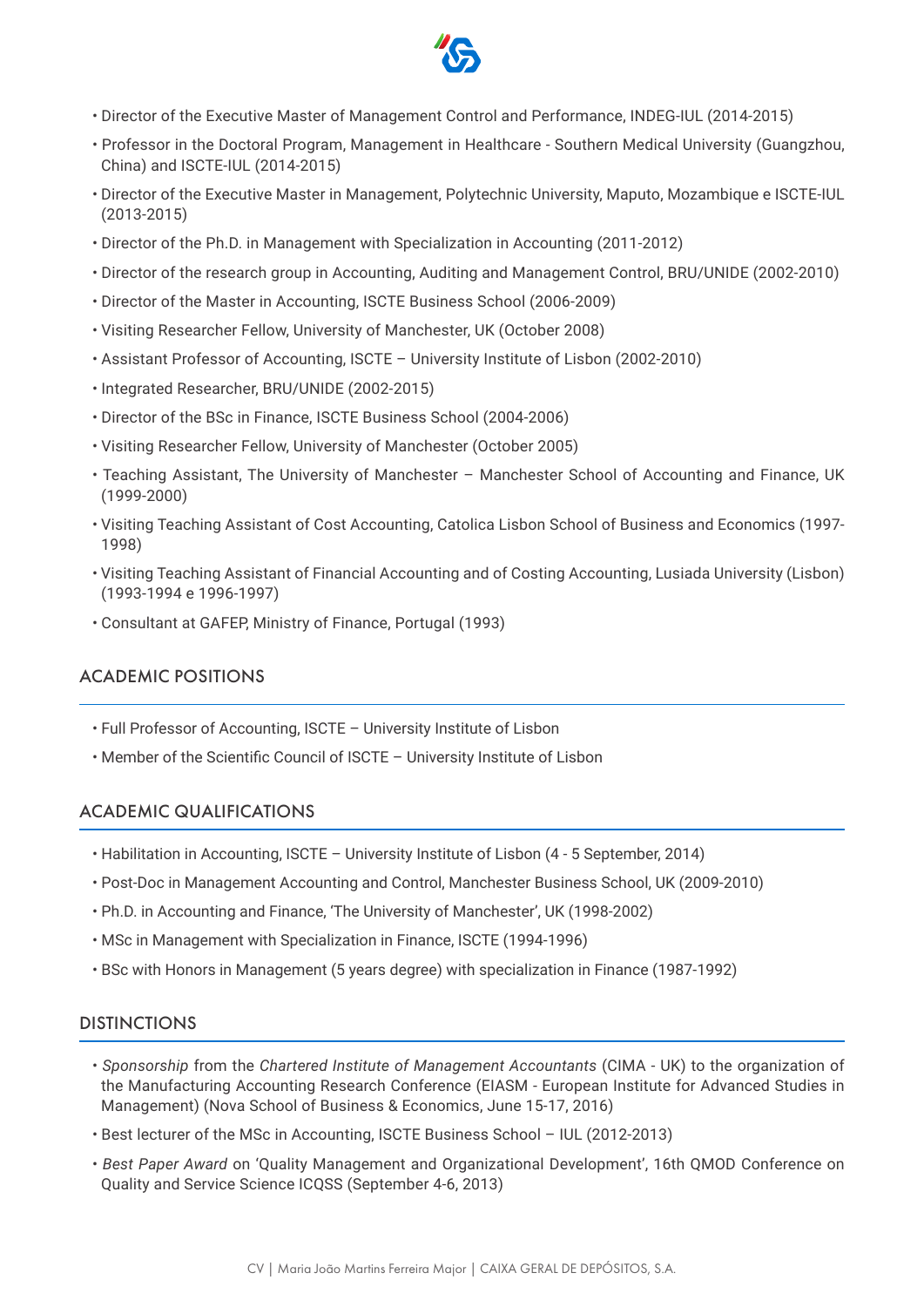- Director of the Executive Master of Management Control and Performance, INDEG-IUL (2014-2015)
- Professor in the Doctoral Program, Management in Healthcare - Southern Medical University (Guangzhou, China) and ISCTE-IUL (2014-2015)
- Director of the Executive Master in Management, Polytechnic University, Maputo, Mozambique e ISCTE-IUL (2013-2015)
- Director of the Ph.D. in Management with Specialization in Accounting (2011-2012)
- Director of the research group in Accounting, Auditing and Management Control, BRU/UNIDE (2002-2010)
- Director of the Master in Accounting, ISCTE Business School (2006-2009)
- Visiting Researcher Fellow, University of Manchester, UK (October 2008)
- Assistant Professor of Accounting, ISCTE – University Institute of Lisbon (2002-2010)
- Integrated Researcher, BRU/UNIDE (2002-2015)
- Director of the BSc in Finance, ISCTE Business School (2004-2006)
- Visiting Researcher Fellow, University of Manchester (October 2005)
- Teaching Assistant, The University of Manchester – Manchester School of Accounting and Finance, UK (1999-2000)
- Visiting Teaching Assistant of Cost Accounting, Catolica Lisbon School of Business and Economics (1997-1998)
- Visiting Teaching Assistant of Financial Accounting and of Costing Accounting, Lusiada University (Lisbon) (1993-1994 e 1996-1997)
- Consultant at GAFEP, Ministry of Finance, Portugal (1993)

## ACADEMIC POSITIONS

- Full Professor of Accounting, ISCTE – University Institute of Lisbon
- Member of the Scientific Council of ISCTE – University Institute of Lisbon

## ACADEMIC QUALIFICATIONS

- Habilitation in Accounting, ISCTE – University Institute of Lisbon (4 - 5 September, 2014)
- Post-Doc in Management Accounting and Control, Manchester Business School, UK (2009-2010)
- Ph.D. in Accounting and Finance, 'The University of Manchester', UK (1998-2002)
- MSc in Management with Specialization in Finance, ISCTE (1994-1996)
- BSc with Honors in Management (5 years degree) with specialization in Finance (1987-1992)

## DISTINCTIONS

- *Sponsorship* from the *Chartered Institute of Management Accountants* (CIMA - UK) to the organization of the Manufacturing Accounting Research Conference (EIASM - European Institute for Advanced Studies in Management) (Nova School of Business & Economics, June 15-17, 2016)
- Best lecturer of the MSc in Accounting, ISCTE Business School – IUL (2012-2013)
- *Best Paper Award* on 'Quality Management and Organizational Development', 16th QMOD Conference on Quality and Service Science ICQSS (September 4-6, 2013)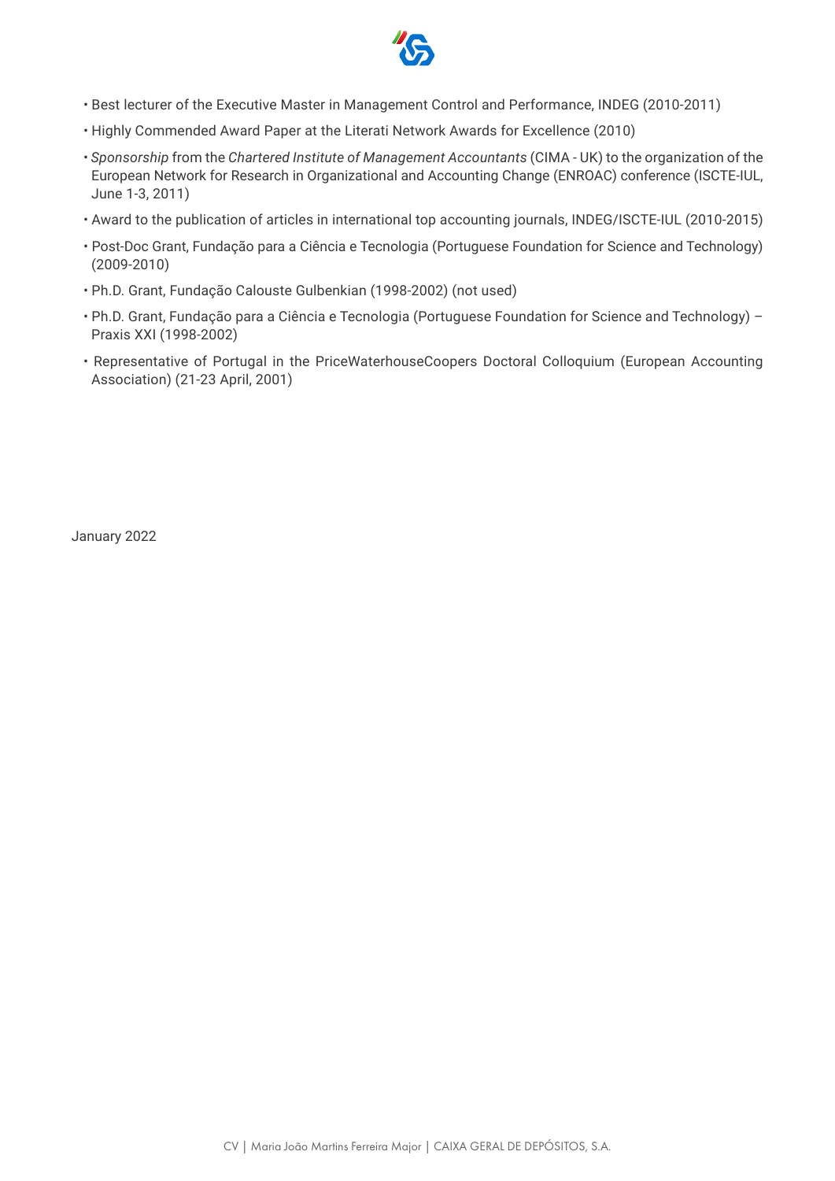- Best lecturer of the Executive Master in Management Control and Performance, INDEG (2010-2011)
- Highly Commended Award Paper at the Literati Network Awards for Excellence (2010)
- *Sponsorship* from the *Chartered Institute of Management Accountants* (CIMA - UK) to the organization of the European Network for Research in Organizational and Accounting Change (ENROAC) conference (ISCTE-IUL, June 1-3, 2011)
- Award to the publication of articles in international top accounting journals, INDEG/ISCTE-IUL (2010-2015)
- Post-Doc Grant, Fundação para a Ciência e Tecnologia (Portuguese Foundation for Science and Technology) (2009-2010)
- Ph.D. Grant, Fundação Calouste Gulbenkian (1998-2002) (not used)
- Ph.D. Grant, Fundação para a Ciência e Tecnologia (Portuguese Foundation for Science and Technology) – Praxis XXI (1998-2002)
- Representative of Portugal in the PriceWaterhouseCoopers Doctoral Colloquium (European Accounting Association) (21-23 April, 2001)

January 2022